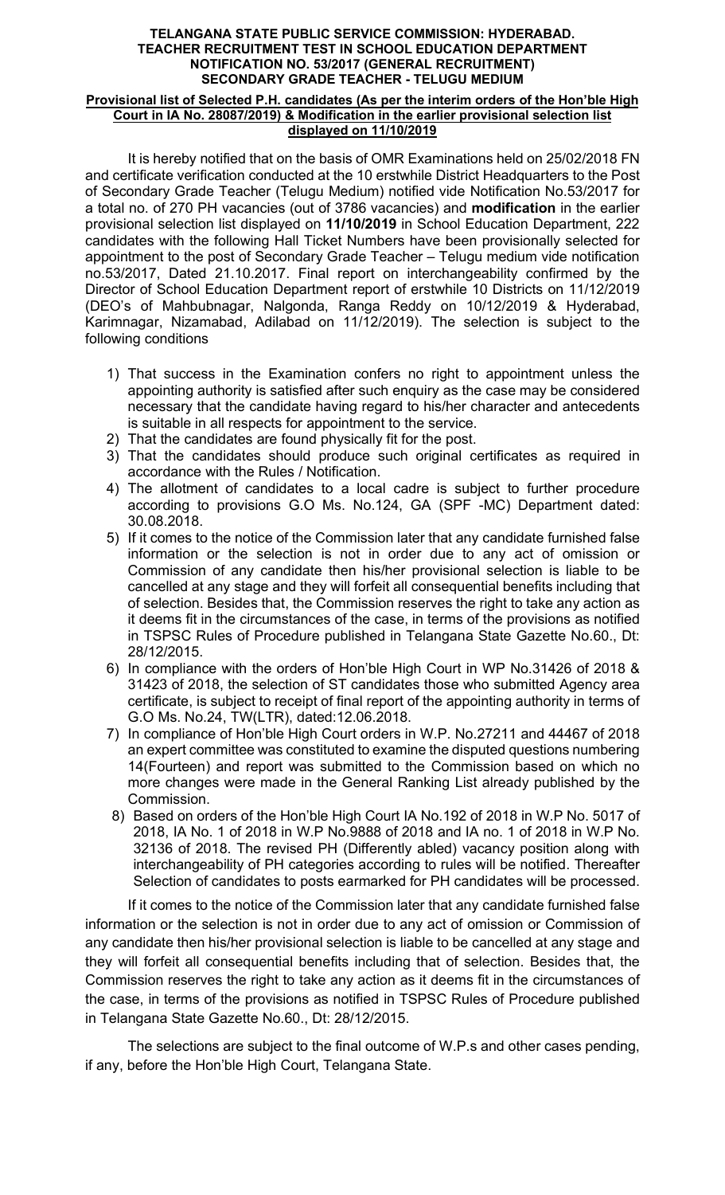**TELANGANA STATE PUBLIC SERVICE COMMISSION: HYDERABAD.**
**TEACHER RECRUITMENT TEST IN SCHOOL EDUCATION DEPARTMENT**
**NOTIFICATION NO. 53/2017 (GENERAL RECRUITMENT)**
**SECONDARY GRADE TEACHER - TELUGU MEDIUM**

**Provisional list of Selected P.H. candidates (As per the interim orders of the Hon'ble High Court in IA No. 28087/2019) & Modification in the earlier provisional selection list displayed on 11/10/2019**

It is hereby notified that on the basis of OMR Examinations held on 25/02/2018 FN and certificate verification conducted at the 10 erstwhile District Headquarters to the Post of Secondary Grade Teacher (Telugu Medium) notified vide Notification No.53/2017 for a total no. of 270 PH vacancies (out of 3786 vacancies) and **modification** in the earlier provisional selection list displayed on **11/10/2019** in School Education Department, 222 candidates with the following Hall Ticket Numbers have been provisionally selected for appointment to the post of Secondary Grade Teacher – Telugu medium vide notification no.53/2017, Dated 21.10.2017. Final report on interchangeability confirmed by the Director of School Education Department report of erstwhile 10 Districts on 11/12/2019 (DEO's of Mahbubnagar, Nalgonda, Ranga Reddy on 10/12/2019 & Hyderabad, Karimnagar, Nizamabad, Adilabad on 11/12/2019). The selection is subject to the following conditions

1) That success in the Examination confers no right to appointment unless the appointing authority is satisfied after such enquiry as the case may be considered necessary that the candidate having regard to his/her character and antecedents is suitable in all respects for appointment to the service.
2) That the candidates are found physically fit for the post.
3) That the candidates should produce such original certificates as required in accordance with the Rules / Notification.
4) The allotment of candidates to a local cadre is subject to further procedure according to provisions G.O Ms. No.124, GA (SPF -MC) Department dated: 30.08.2018.
5) If it comes to the notice of the Commission later that any candidate furnished false information or the selection is not in order due to any act of omission or Commission of any candidate then his/her provisional selection is liable to be cancelled at any stage and they will forfeit all consequential benefits including that of selection. Besides that, the Commission reserves the right to take any action as it deems fit in the circumstances of the case, in terms of the provisions as notified in TSPSC Rules of Procedure published in Telangana State Gazette No.60., Dt: 28/12/2015.
6) In compliance with the orders of Hon'ble High Court in WP No.31426 of 2018 & 31423 of 2018, the selection of ST candidates those who submitted Agency area certificate, is subject to receipt of final report of the appointing authority in terms of G.O Ms. No.24, TW(LTR), dated:12.06.2018.
7) In compliance of Hon'ble High Court orders in W.P. No.27211 and 44467 of 2018 an expert committee was constituted to examine the disputed questions numbering 14(Fourteen) and report was submitted to the Commission based on which no more changes were made in the General Ranking List already published by the Commission.
8) Based on orders of the Hon'ble High Court IA No.192 of 2018 in W.P No. 5017 of 2018, IA No. 1 of 2018 in W.P No.9888 of 2018 and IA no. 1 of 2018 in W.P No. 32136 of 2018. The revised PH (Differently abled) vacancy position along with interchangeability of PH categories according to rules will be notified. Thereafter Selection of candidates to posts earmarked for PH candidates will be processed.

If it comes to the notice of the Commission later that any candidate furnished false information or the selection is not in order due to any act of omission or Commission of any candidate then his/her provisional selection is liable to be cancelled at any stage and they will forfeit all consequential benefits including that of selection. Besides that, the Commission reserves the right to take any action as it deems fit in the circumstances of the case, in terms of the provisions as notified in TSPSC Rules of Procedure published in Telangana State Gazette No.60., Dt: 28/12/2015.

The selections are subject to the final outcome of W.P.s and other cases pending, if any, before the Hon'ble High Court, Telangana State.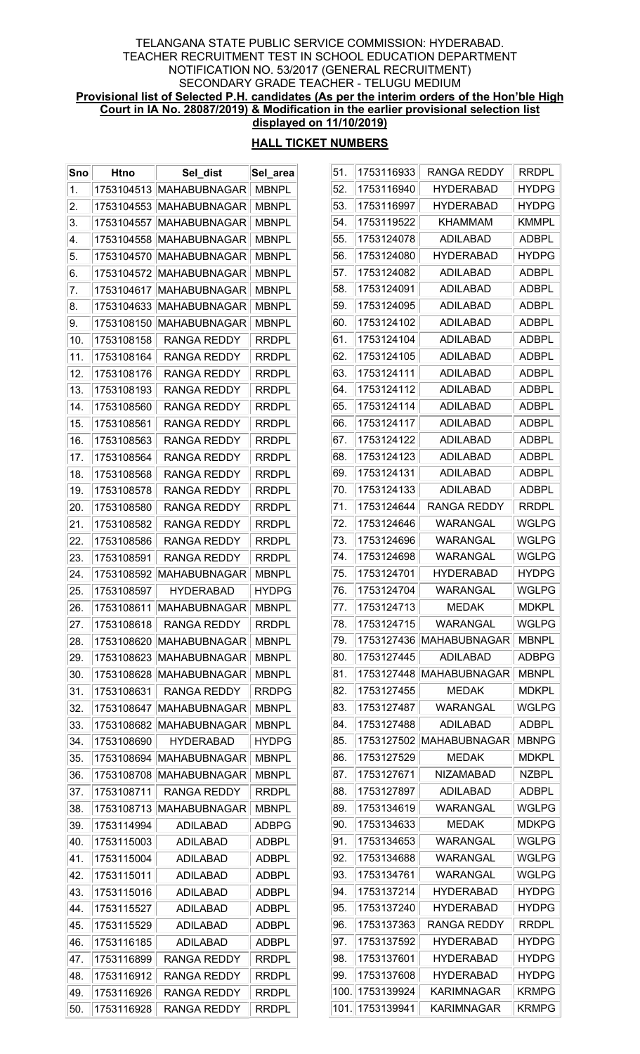TELANGANA STATE PUBLIC SERVICE COMMISSION: HYDERABAD.
TEACHER RECRUITMENT TEST IN SCHOOL EDUCATION DEPARTMENT
NOTIFICATION NO. 53/2017 (GENERAL RECRUITMENT)
SECONDARY GRADE TEACHER - TELUGU MEDIUM

**Provisional list of Selected P.H. candidates (As per the interim orders of the Hon'ble High Court in IA No. 28087/2019) & Modification in the earlier provisional selection list displayed on 11/10/2019)**

**HALL TICKET NUMBERS**

| Sno | Htno | Sel_dist | Sel_area |
|---|---|---|---|
| 1. | 1753104513 | MAHABUBNAGAR | MBNPL |
| 2. | 1753104553 | MAHABUBNAGAR | MBNPL |
| 3. | 1753104557 | MAHABUBNAGAR | MBNPL |
| 4. | 1753104558 | MAHABUBNAGAR | MBNPL |
| 5. | 1753104570 | MAHABUBNAGAR | MBNPL |
| 6. | 1753104572 | MAHABUBNAGAR | MBNPL |
| 7. | 1753104617 | MAHABUBNAGAR | MBNPL |
| 8. | 1753104633 | MAHABUBNAGAR | MBNPL |
| 9. | 1753108150 | MAHABUBNAGAR | MBNPL |
| 10. | 1753108158 | RANGA REDDY | RRDPL |
| 11. | 1753108164 | RANGA REDDY | RRDPL |
| 12. | 1753108176 | RANGA REDDY | RRDPL |
| 13. | 1753108193 | RANGA REDDY | RRDPL |
| 14. | 1753108560 | RANGA REDDY | RRDPL |
| 15. | 1753108561 | RANGA REDDY | RRDPL |
| 16. | 1753108563 | RANGA REDDY | RRDPL |
| 17. | 1753108564 | RANGA REDDY | RRDPL |
| 18. | 1753108568 | RANGA REDDY | RRDPL |
| 19. | 1753108578 | RANGA REDDY | RRDPL |
| 20. | 1753108580 | RANGA REDDY | RRDPL |
| 21. | 1753108582 | RANGA REDDY | RRDPL |
| 22. | 1753108586 | RANGA REDDY | RRDPL |
| 23. | 1753108591 | RANGA REDDY | RRDPL |
| 24. | 1753108592 | MAHABUBNAGAR | MBNPL |
| 25. | 1753108597 | HYDERABAD | HYDPG |
| 26. | 1753108611 | MAHABUBNAGAR | MBNPL |
| 27. | 1753108618 | RANGA REDDY | RRDPL |
| 28. | 1753108620 | MAHABUBNAGAR | MBNPL |
| 29. | 1753108623 | MAHABUBNAGAR | MBNPL |
| 30. | 1753108628 | MAHABUBNAGAR | MBNPL |
| 31. | 1753108631 | RANGA REDDY | RRDPG |
| 32. | 1753108647 | MAHABUBNAGAR | MBNPL |
| 33. | 1753108682 | MAHABUBNAGAR | MBNPL |
| 34. | 1753108690 | HYDERABAD | HYDPG |
| 35. | 1753108694 | MAHABUBNAGAR | MBNPL |
| 36. | 1753108708 | MAHABUBNAGAR | MBNPL |
| 37. | 1753108711 | RANGA REDDY | RRDPL |
| 38. | 1753108713 | MAHABUBNAGAR | MBNPL |
| 39. | 1753114994 | ADILABAD | ADBPG |
| 40. | 1753115003 | ADILABAD | ADBPL |
| 41. | 1753115004 | ADILABAD | ADBPL |
| 42. | 1753115011 | ADILABAD | ADBPL |
| 43. | 1753115016 | ADILABAD | ADBPL |
| 44. | 1753115527 | ADILABAD | ADBPL |
| 45. | 1753115529 | ADILABAD | ADBPL |
| 46. | 1753116185 | ADILABAD | ADBPL |
| 47. | 1753116899 | RANGA REDDY | RRDPL |
| 48. | 1753116912 | RANGA REDDY | RRDPL |
| 49. | 1753116926 | RANGA REDDY | RRDPL |
| 50. | 1753116928 | RANGA REDDY | RRDPL |
| 51. | 1753116933 | RANGA REDDY | RRDPL |
| 52. | 1753116940 | HYDERABAD | HYDPG |
| 53. | 1753116997 | HYDERABAD | HYDPG |
| 54. | 1753119522 | KHAMMAM | KMMPL |
| 55. | 1753124078 | ADILABAD | ADBPL |
| 56. | 1753124080 | HYDERABAD | HYDPG |
| 57. | 1753124082 | ADILABAD | ADBPL |
| 58. | 1753124091 | ADILABAD | ADBPL |
| 59. | 1753124095 | ADILABAD | ADBPL |
| 60. | 1753124102 | ADILABAD | ADBPL |
| 61. | 1753124104 | ADILABAD | ADBPL |
| 62. | 1753124105 | ADILABAD | ADBPL |
| 63. | 1753124111 | ADILABAD | ADBPL |
| 64. | 1753124112 | ADILABAD | ADBPL |
| 65. | 1753124114 | ADILABAD | ADBPL |
| 66. | 1753124117 | ADILABAD | ADBPL |
| 67. | 1753124122 | ADILABAD | ADBPL |
| 68. | 1753124123 | ADILABAD | ADBPL |
| 69. | 1753124131 | ADILABAD | ADBPL |
| 70. | 1753124133 | ADILABAD | ADBPL |
| 71. | 1753124644 | RANGA REDDY | RRDPL |
| 72. | 1753124646 | WARANGAL | WGLPG |
| 73. | 1753124696 | WARANGAL | WGLPG |
| 74. | 1753124698 | WARANGAL | WGLPG |
| 75. | 1753124701 | HYDERABAD | HYDPG |
| 76. | 1753124704 | WARANGAL | WGLPG |
| 77. | 1753124713 | MEDAK | MDKPL |
| 78. | 1753124715 | WARANGAL | WGLPG |
| 79. | 1753127436 | MAHABUBNAGAR | MBNPL |
| 80. | 1753127445 | ADILABAD | ADBPG |
| 81. | 1753127448 | MAHABUBNAGAR | MBNPL |
| 82. | 1753127455 | MEDAK | MDKPL |
| 83. | 1753127487 | WARANGAL | WGLPG |
| 84. | 1753127488 | ADILABAD | ADBPL |
| 85. | 1753127502 | MAHABUBNAGAR | MBNPG |
| 86. | 1753127529 | MEDAK | MDKPL |
| 87. | 1753127671 | NIZAMABAD | NZBPL |
| 88. | 1753127897 | ADILABAD | ADBPL |
| 89. | 1753134619 | WARANGAL | WGLPG |
| 90. | 1753134633 | MEDAK | MDKPG |
| 91. | 1753134653 | WARANGAL | WGLPG |
| 92. | 1753134688 | WARANGAL | WGLPG |
| 93. | 1753134761 | WARANGAL | WGLPG |
| 94. | 1753137214 | HYDERABAD | HYDPG |
| 95. | 1753137240 | HYDERABAD | HYDPG |
| 96. | 1753137363 | RANGA REDDY | RRDPL |
| 97. | 1753137592 | HYDERABAD | HYDPG |
| 98. | 1753137601 | HYDERABAD | HYDPG |
| 99. | 1753137608 | HYDERABAD | HYDPG |
| 100. | 1753139924 | KARIMNAGAR | KRMPG |
| 101. | 1753139941 | KARIMNAGAR | KRMPG |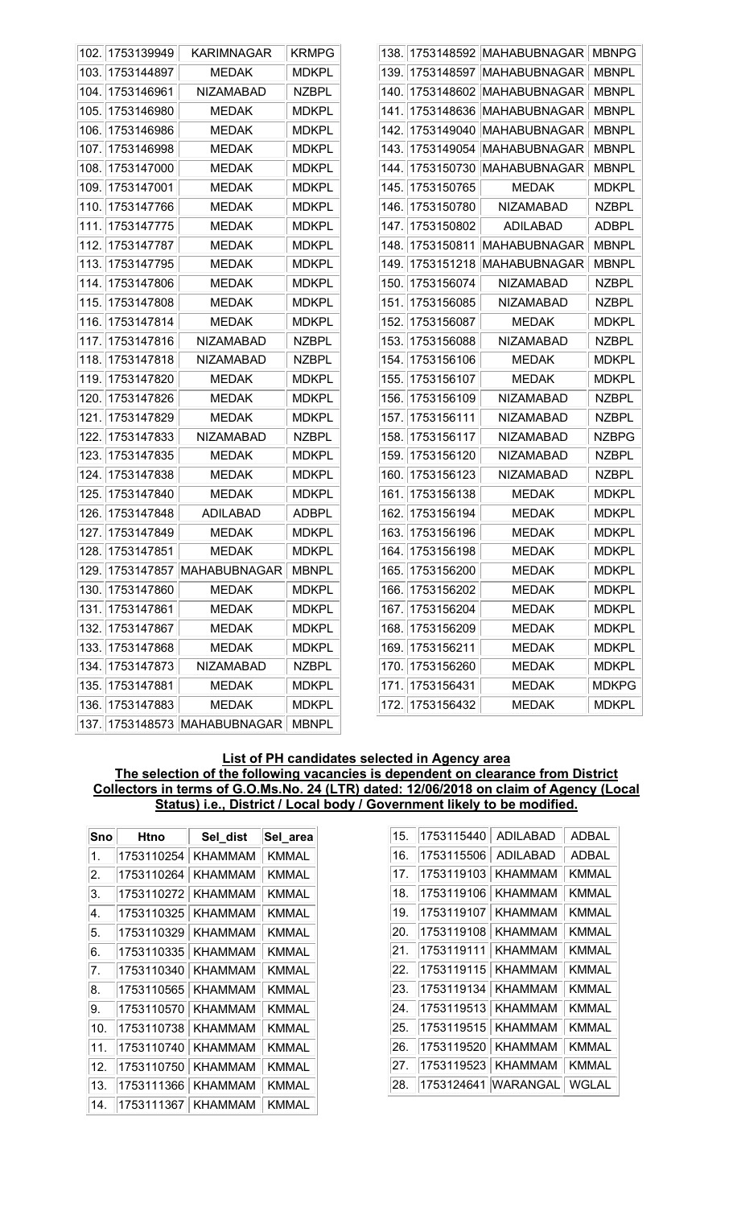| | | | |
|---|---|---|---|
| 102. | 1753139949 | KARIMNAGAR | KRMPG |
| 103. | 1753144897 | MEDAK | MDKPL |
| 104. | 1753146961 | NIZAMABAD | NZBPL |
| 105. | 1753146980 | MEDAK | MDKPL |
| 106. | 1753146986 | MEDAK | MDKPL |
| 107. | 1753146998 | MEDAK | MDKPL |
| 108. | 1753147000 | MEDAK | MDKPL |
| 109. | 1753147001 | MEDAK | MDKPL |
| 110. | 1753147766 | MEDAK | MDKPL |
| 111. | 1753147775 | MEDAK | MDKPL |
| 112. | 1753147787 | MEDAK | MDKPL |
| 113. | 1753147795 | MEDAK | MDKPL |
| 114. | 1753147806 | MEDAK | MDKPL |
| 115. | 1753147808 | MEDAK | MDKPL |
| 116. | 1753147814 | MEDAK | MDKPL |
| 117. | 1753147816 | NIZAMABAD | NZBPL |
| 118. | 1753147818 | NIZAMABAD | NZBPL |
| 119. | 1753147820 | MEDAK | MDKPL |
| 120. | 1753147826 | MEDAK | MDKPL |
| 121. | 1753147829 | MEDAK | MDKPL |
| 122. | 1753147833 | NIZAMABAD | NZBPL |
| 123. | 1753147835 | MEDAK | MDKPL |
| 124. | 1753147838 | MEDAK | MDKPL |
| 125. | 1753147840 | MEDAK | MDKPL |
| 126. | 1753147848 | ADILABAD | ADBPL |
| 127. | 1753147849 | MEDAK | MDKPL |
| 128. | 1753147851 | MEDAK | MDKPL |
| 129. | 1753147857 | MAHABUBNAGAR | MBNPL |
| 130. | 1753147860 | MEDAK | MDKPL |
| 131. | 1753147861 | MEDAK | MDKPL |
| 132. | 1753147867 | MEDAK | MDKPL |
| 133. | 1753147868 | MEDAK | MDKPL |
| 134. | 1753147873 | NIZAMABAD | NZBPL |
| 135. | 1753147881 | MEDAK | MDKPL |
| 136. | 1753147883 | MEDAK | MDKPL |
| 137. | 1753148573 | MAHABUBNAGAR | MBNPL |
| 138. | 1753148592 | MAHABUBNAGAR | MBNPG |
| 139. | 1753148597 | MAHABUBNAGAR | MBNPL |
| 140. | 1753148602 | MAHABUBNAGAR | MBNPL |
| 141. | 1753148636 | MAHABUBNAGAR | MBNPL |
| 142. | 1753149040 | MAHABUBNAGAR | MBNPL |
| 143. | 1753149054 | MAHABUBNAGAR | MBNPL |
| 144. | 1753150730 | MAHABUBNAGAR | MBNPL |
| 145. | 1753150765 | MEDAK | MDKPL |
| 146. | 1753150780 | NIZAMABAD | NZBPL |
| 147. | 1753150802 | ADILABAD | ADBPL |
| 148. | 1753150811 | MAHABUBNAGAR | MBNPL |
| 149. | 1753151218 | MAHABUBNAGAR | MBNPL |
| 150. | 1753156074 | NIZAMABAD | NZBPL |
| 151. | 1753156085 | NIZAMABAD | NZBPL |
| 152. | 1753156087 | MEDAK | MDKPL |
| 153. | 1753156088 | NIZAMABAD | NZBPL |
| 154. | 1753156106 | MEDAK | MDKPL |
| 155. | 1753156107 | MEDAK | MDKPL |
| 156. | 1753156109 | NIZAMABAD | NZBPL |
| 157. | 1753156111 | NIZAMABAD | NZBPL |
| 158. | 1753156117 | NIZAMABAD | NZBPG |
| 159. | 1753156120 | NIZAMABAD | NZBPL |
| 160. | 1753156123 | NIZAMABAD | NZBPL |
| 161. | 1753156138 | MEDAK | MDKPL |
| 162. | 1753156194 | MEDAK | MDKPL |
| 163. | 1753156196 | MEDAK | MDKPL |
| 164. | 1753156198 | MEDAK | MDKPL |
| 165. | 1753156200 | MEDAK | MDKPL |
| 166. | 1753156202 | MEDAK | MDKPL |
| 167. | 1753156204 | MEDAK | MDKPL |
| 168. | 1753156209 | MEDAK | MDKPL |
| 169. | 1753156211 | MEDAK | MDKPL |
| 170. | 1753156260 | MEDAK | MDKPL |
| 171. | 1753156431 | MEDAK | MDKPG |
| 172. | 1753156432 | MEDAK | MDKPL |

**List of PH candidates selected in Agency area**

**The selection of the following vacancies is dependent on clearance from District Collectors in terms of G.O.Ms.No. 24 (LTR) dated: 12/06/2018 on claim of Agency (Local Status) i.e., District / Local body / Government likely to be modified.**

| Sno | Htno | Sel_dist | Sel_area |
|---|---|---|---|
| 1. | 1753110254 | KHAMMAM | KMMAL |
| 2. | 1753110264 | KHAMMAM | KMMAL |
| 3. | 1753110272 | KHAMMAM | KMMAL |
| 4. | 1753110325 | KHAMMAM | KMMAL |
| 5. | 1753110329 | KHAMMAM | KMMAL |
| 6. | 1753110335 | KHAMMAM | KMMAL |
| 7. | 1753110340 | KHAMMAM | KMMAL |
| 8. | 1753110565 | KHAMMAM | KMMAL |
| 9. | 1753110570 | KHAMMAM | KMMAL |
| 10. | 1753110738 | KHAMMAM | KMMAL |
| 11. | 1753110740 | KHAMMAM | KMMAL |
| 12. | 1753110750 | KHAMMAM | KMMAL |
| 13. | 1753111366 | KHAMMAM | KMMAL |
| 14. | 1753111367 | KHAMMAM | KMMAL |
| 15. | 1753115440 | ADILABAD | ADBAL |
| 16. | 1753115506 | ADILABAD | ADBAL |
| 17. | 1753119103 | KHAMMAM | KMMAL |
| 18. | 1753119106 | KHAMMAM | KMMAL |
| 19. | 1753119107 | KHAMMAM | KMMAL |
| 20. | 1753119108 | KHAMMAM | KMMAL |
| 21. | 1753119111 | KHAMMAM | KMMAL |
| 22. | 1753119115 | KHAMMAM | KMMAL |
| 23. | 1753119134 | KHAMMAM | KMMAL |
| 24. | 1753119513 | KHAMMAM | KMMAL |
| 25. | 1753119515 | KHAMMAM | KMMAL |
| 26. | 1753119520 | KHAMMAM | KMMAL |
| 27. | 1753119523 | KHAMMAM | KMMAL |
| 28. | 1753124641 | WARANGAL | WGLAL |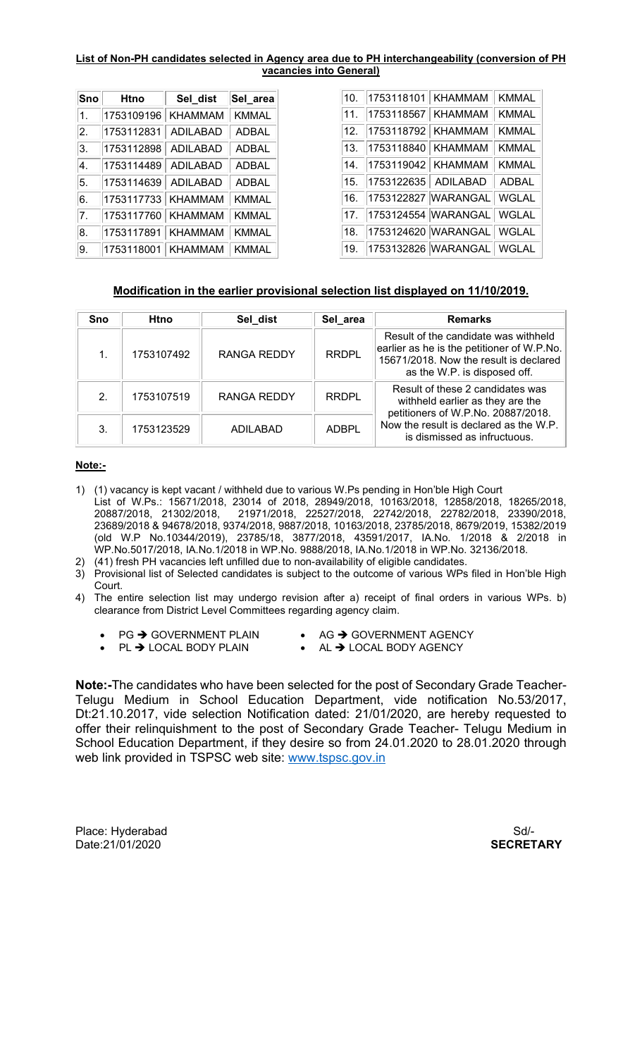**List of Non-PH candidates selected in Agency area due to PH interchangeability (conversion of PH vacancies into General)**

| Sno | Htno | Sel_dist | Sel_area |
|---|---|---|---|
| 1. | 1753109196 | KHAMMAM | KMMAL |
| 2. | 1753112831 | ADILABAD | ADBAL |
| 3. | 1753112898 | ADILABAD | ADBAL |
| 4. | 1753114489 | ADILABAD | ADBAL |
| 5. | 1753114639 | ADILABAD | ADBAL |
| 6. | 1753117733 | KHAMMAM | KMMAL |
| 7. | 1753117760 | KHAMMAM | KMMAL |
| 8. | 1753117891 | KHAMMAM | KMMAL |
| 9. | 1753118001 | KHAMMAM | KMMAL |
| 10. | 1753118101 | KHAMMAM | KMMAL |
| 11. | 1753118567 | KHAMMAM | KMMAL |
| 12. | 1753118792 | KHAMMAM | KMMAL |
| 13. | 1753118840 | KHAMMAM | KMMAL |
| 14. | 1753119042 | KHAMMAM | KMMAL |
| 15. | 1753122635 | ADILABAD | ADBAL |
| 16. | 1753122827 | WARANGAL | WGLAL |
| 17. | 1753124554 | WARANGAL | WGLAL |
| 18. | 1753124620 | WARANGAL | WGLAL |
| 19. | 1753132826 | WARANGAL | WGLAL |

**Modification in the earlier provisional selection list displayed on 11/10/2019.**

| Sno | Htno | Sel_dist | Sel_area | Remarks |
|---|---|---|---|---|
| 1. | 1753107492 | RANGA REDDY | RRDPL | Result of the candidate was withheld earlier as he is the petitioner of W.P.No. 15671/2018. Now the result is declared as the W.P. is disposed off. |
| 2. | 1753107519 | RANGA REDDY | RRDPL | Result of these 2 candidates was withheld earlier as they are the petitioners of W.P.No. 20887/2018. Now the result is declared as the W.P. is dismissed as infructuous. |
| 3. | 1753123529 | ADILABAD | ADBPL | |

**Note:-**

1) (1) vacancy is kept vacant / withheld due to various W.Ps pending in Hon'ble High Court List of W.Ps.: 15671/2018, 23014 of 2018, 28949/2018, 10163/2018, 12858/2018, 18265/2018, 20887/2018, 21302/2018, 21971/2018, 22527/2018, 22742/2018, 22782/2018, 23390/2018, 23689/2018 & 94678/2018, 9374/2018, 9887/2018, 10163/2018, 23785/2018, 8679/2019, 15382/2019 (old W.P No.10344/2019), 23785/18, 3877/2018, 43591/2017, IA.No. 1/2018 & 2/2018 in WP.No.5017/2018, IA.No.1/2018 in WP.No. 9888/2018, IA.No.1/2018 in WP.No. 32136/2018.
2) (41) fresh PH vacancies left unfilled due to non-availability of eligible candidates.
3) Provisional list of Selected candidates is subject to the outcome of various WPs filed in Hon'ble High Court.
4) The entire selection list may undergo revision after a) receipt of final orders in various WPs. b) clearance from District Level Committees regarding agency claim.

- PG ➔ GOVERNMENT PLAIN
- AG ➔ GOVERNMENT AGENCY
- PL ➔ LOCAL BODY PLAIN
- AL ➔ LOCAL BODY AGENCY

**Note:-**The candidates who have been selected for the post of Secondary Grade Teacher-Telugu Medium in School Education Department, vide notification No.53/2017, Dt:21.10.2017, vide selection Notification dated: 21/01/2020, are hereby requested to offer their relinquishment to the post of Secondary Grade Teacher- Telugu Medium in School Education Department, if they desire so from 24.01.2020 to 28.01.2020 through web link provided in TSPSC web site: www.tspsc.gov.in

Place: Hyderabad
Date:21/01/2020

Sd/-
**SECRETARY**